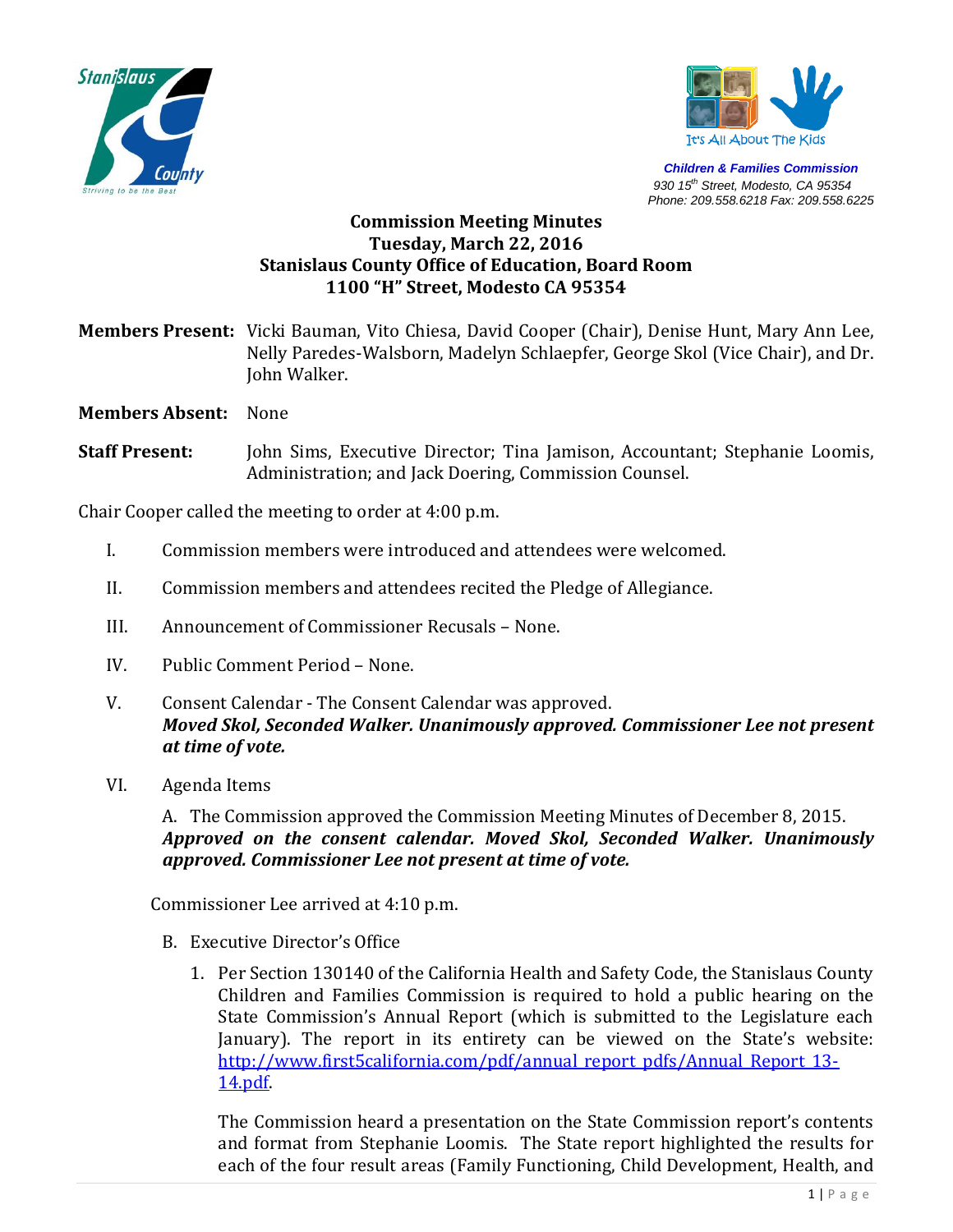Stanislaus County

Striving to be the Best

It's All About The Kids

**Children & Families Commission**
930 15th Street, Modesto, CA 95354
Phone: 209.558.6218 Fax: 209.558.6225

**Commission Meeting Minutes**
**Tuesday, March 22, 2016**
**Stanislaus County Office of Education, Board Room**
**1100 "H" Street, Modesto CA 95354**

**Members Present:** Vicki Bauman, Vito Chiesa, David Cooper (Chair), Denise Hunt, Mary Ann Lee, Nelly Paredes-Walsborn, Madelyn Schlaepfer, George Skol (Vice Chair), and Dr. John Walker.

**Members Absent:** None

**Staff Present:** John Sims, Executive Director; Tina Jamison, Accountant; Stephanie Loomis, Administration; and Jack Doering, Commission Counsel.

Chair Cooper called the meeting to order at 4:00 p.m.

I. Commission members were introduced and attendees were welcomed.

II. Commission members and attendees recited the Pledge of Allegiance.

III. Announcement of Commissioner Recusals – None.

IV. Public Comment Period – None.

V. Consent Calendar - The Consent Calendar was approved.
***Moved Skol, Seconded Walker. Unanimously approved. Commissioner Lee not present at time of vote.***

VI. Agenda Items

A. The Commission approved the Commission Meeting Minutes of December 8, 2015.
***Approved on the consent calendar. Moved Skol, Seconded Walker. Unanimously approved. Commissioner Lee not present at time of vote.***

Commissioner Lee arrived at 4:10 p.m.

B. Executive Director's Office

1. Per Section 130140 of the California Health and Safety Code, the Stanislaus County Children and Families Commission is required to hold a public hearing on the State Commission's Annual Report (which is submitted to the Legislature each January). The report in its entirety can be viewed on the State's website: http://www.first5california.com/pdf/annual_report_pdfs/Annual_Report_13-14.pdf.

The Commission heard a presentation on the State Commission report's contents and format from Stephanie Loomis. The State report highlighted the results for each of the four result areas (Family Functioning, Child Development, Health, and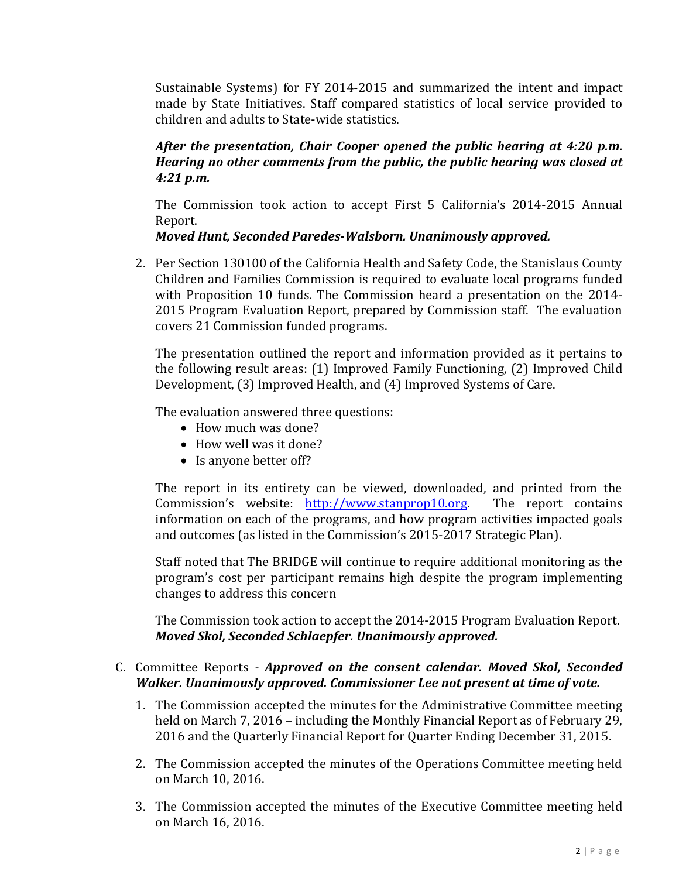Sustainable Systems) for FY 2014-2015 and summarized the intent and impact made by State Initiatives. Staff compared statistics of local service provided to children and adults to State-wide statistics.

***After the presentation, Chair Cooper opened the public hearing at 4:20 p.m. Hearing no other comments from the public, the public hearing was closed at 4:21 p.m.***

The Commission took action to accept First 5 California's 2014-2015 Annual Report.
***Moved Hunt, Seconded Paredes-Walsborn. Unanimously approved.***

2. Per Section 130100 of the California Health and Safety Code, the Stanislaus County Children and Families Commission is required to evaluate local programs funded with Proposition 10 funds. The Commission heard a presentation on the 2014-2015 Program Evaluation Report, prepared by Commission staff. The evaluation covers 21 Commission funded programs.

   The presentation outlined the report and information provided as it pertains to the following result areas: (1) Improved Family Functioning, (2) Improved Child Development, (3) Improved Health, and (4) Improved Systems of Care.

   The evaluation answered three questions:
   - How much was done?
   - How well was it done?
   - Is anyone better off?

   The report in its entirety can be viewed, downloaded, and printed from the Commission's website: http://www.stanprop10.org. The report contains information on each of the programs, and how program activities impacted goals and outcomes (as listed in the Commission's 2015-2017 Strategic Plan).

   Staff noted that The BRIDGE will continue to require additional monitoring as the program's cost per participant remains high despite the program implementing changes to address this concern

   The Commission took action to accept the 2014-2015 Program Evaluation Report.
   ***Moved Skol, Seconded Schlaepfer. Unanimously approved.***

C. Committee Reports - ***Approved on the consent calendar. Moved Skol, Seconded Walker. Unanimously approved. Commissioner Lee not present at time of vote.***

   1. The Commission accepted the minutes for the Administrative Committee meeting held on March 7, 2016 – including the Monthly Financial Report as of February 29, 2016 and the Quarterly Financial Report for Quarter Ending December 31, 2015.

   2. The Commission accepted the minutes of the Operations Committee meeting held on March 10, 2016.

   3. The Commission accepted the minutes of the Executive Committee meeting held on March 16, 2016.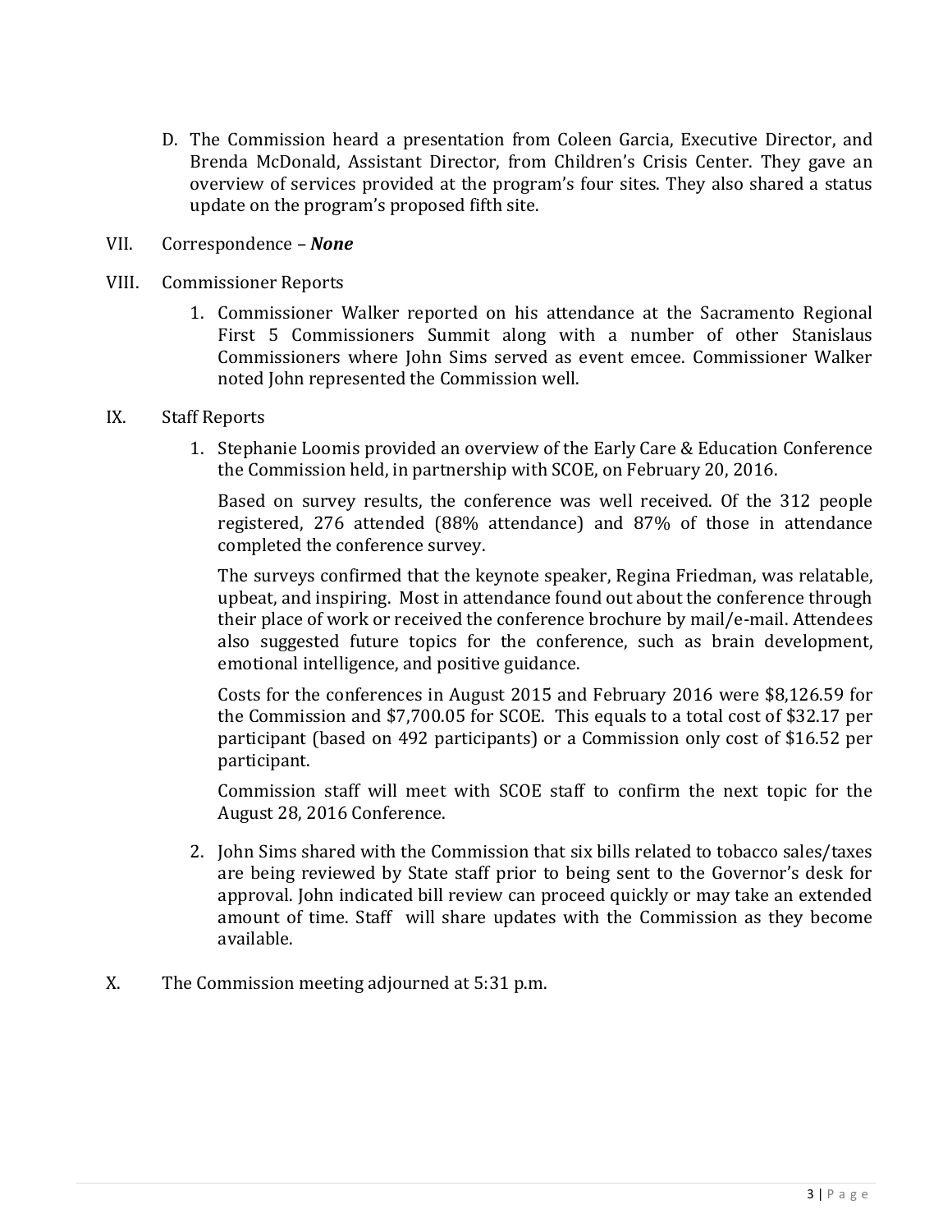D. The Commission heard a presentation from Coleen Garcia, Executive Director, and Brenda McDonald, Assistant Director, from Children's Crisis Center. They gave an overview of services provided at the program's four sites. They also shared a status update on the program's proposed fifth site.

VII. Correspondence – ***None***

VIII. Commissioner Reports

1. Commissioner Walker reported on his attendance at the Sacramento Regional First 5 Commissioners Summit along with a number of other Stanislaus Commissioners where John Sims served as event emcee. Commissioner Walker noted John represented the Commission well.

IX. Staff Reports

1. Stephanie Loomis provided an overview of the Early Care & Education Conference the Commission held, in partnership with SCOE, on February 20, 2016.

   Based on survey results, the conference was well received. Of the 312 people registered, 276 attended (88% attendance) and 87% of those in attendance completed the conference survey.

   The surveys confirmed that the keynote speaker, Regina Friedman, was relatable, upbeat, and inspiring. Most in attendance found out about the conference through their place of work or received the conference brochure by mail/e-mail. Attendees also suggested future topics for the conference, such as brain development, emotional intelligence, and positive guidance.

   Costs for the conferences in August 2015 and February 2016 were $8,126.59 for the Commission and $7,700.05 for SCOE. This equals to a total cost of $32.17 per participant (based on 492 participants) or a Commission only cost of $16.52 per participant.

   Commission staff will meet with SCOE staff to confirm the next topic for the August 28, 2016 Conference.

2. John Sims shared with the Commission that six bills related to tobacco sales/taxes are being reviewed by State staff prior to being sent to the Governor's desk for approval. John indicated bill review can proceed quickly or may take an extended amount of time. Staff will share updates with the Commission as they become available.

X. The Commission meeting adjourned at 5:31 p.m.